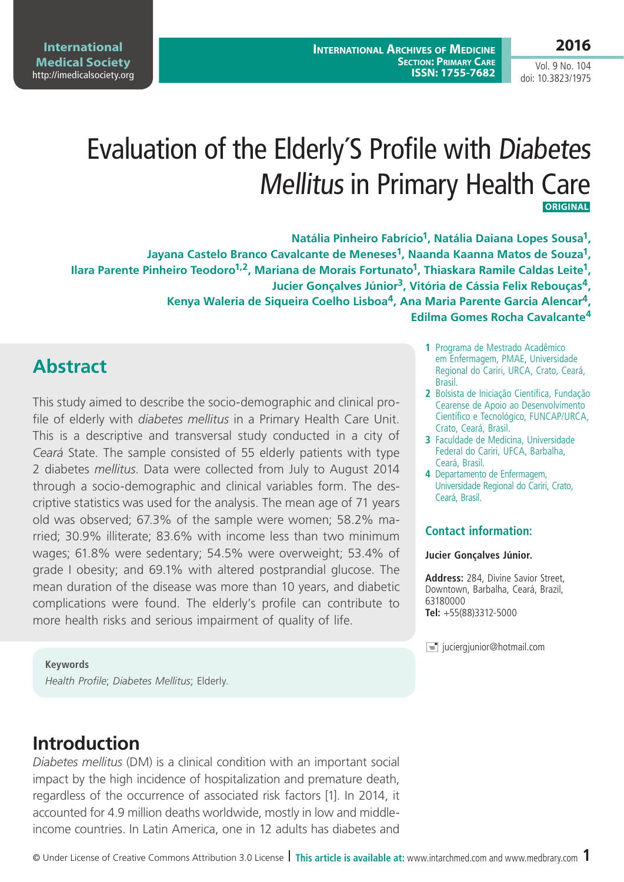# Evaluation of the Elderly´S Profile with *Diabetes Mellitus* in Primary Health Care

**ORIGINAL**

**Natália Pinheiro Fabrício[1], Natália Daiana Lopes Sousa[1], Jayana Castelo Branco Cavalcante de Meneses[1], Naanda Kaanna Matos de Souza[1], Ilara Parente Pinheiro Teodoro[1,2], Mariana de Morais Fortunato[1], Thiaskara Ramile Caldas Leite[1], Jucier Gonçalves Júnior[3], Vitória de Cássia Felix Rebouças[4], Kenya Waleria de Siqueira Coelho Lisboa[4], Ana Maria Parente Garcia Alencar[4], Edilma Gomes Rocha Cavalcante[4]**

1 Programa de Mestrado Acadêmico em Enfermagem, PMAE, Universidade Regional do Cariri, URCA, Crato, Ceará, Brasil.

2 Bolsista de Iniciação Científica, Fundação Cearense de Apoio ao Desenvolvimento Científico e Tecnológico, FUNCAP/URCA, Crato, Ceará, Brasil.

3 Faculdade de Medicina, Universidade Federal do Cariri, UFCA, Barbalha, Ceará, Brasil.

4 Departamento de Enfermagem, Universidade Regional do Cariri, Crato, Ceará, Brasil.

### Contact information:

**Jucier Gonçalves Júnior.**

**Address:** 284, Divine Savior Street, Downtown, Barbalha, Ceará, Brazil, 63180000

**Tel:** +55(88)3312-5000

juciergjunior@hotmail.com

## Abstract

This study aimed to describe the socio-demographic and clinical profile of elderly with *diabetes mellitus* in a Primary Health Care Unit. This is a descriptive and transversal study conducted in a city of *Ceará* State. The sample consisted of 55 elderly patients with type 2 diabetes *mellitus*. Data were collected from July to August 2014 through a socio-demographic and clinical variables form. The descriptive statistics was used for the analysis. The mean age of 71 years old was observed; 67.3% of the sample were women; 58.2% married; 30.9% illiterate; 83.6% with income less than two minimum wages; 61.8% were sedentary; 54.5% were overweight; 53.4% of grade I obesity; and 69.1% with altered postprandial glucose. The mean duration of the disease was more than 10 years, and diabetic complications were found. The elderly's profile can contribute to more health risks and serious impairment of quality of life.

**Keywords**

*Health Profile*; *Diabetes Mellitus*; Elderly.

## Introduction

*Diabetes mellitus* (DM) is a clinical condition with an important social impact by the high incidence of hospitalization and premature death, regardless of the occurrence of associated risk factors [1]. In 2014, it accounted for 4.9 million deaths worldwide, mostly in low and middle-income countries. In Latin America, one in 12 adults has diabetes and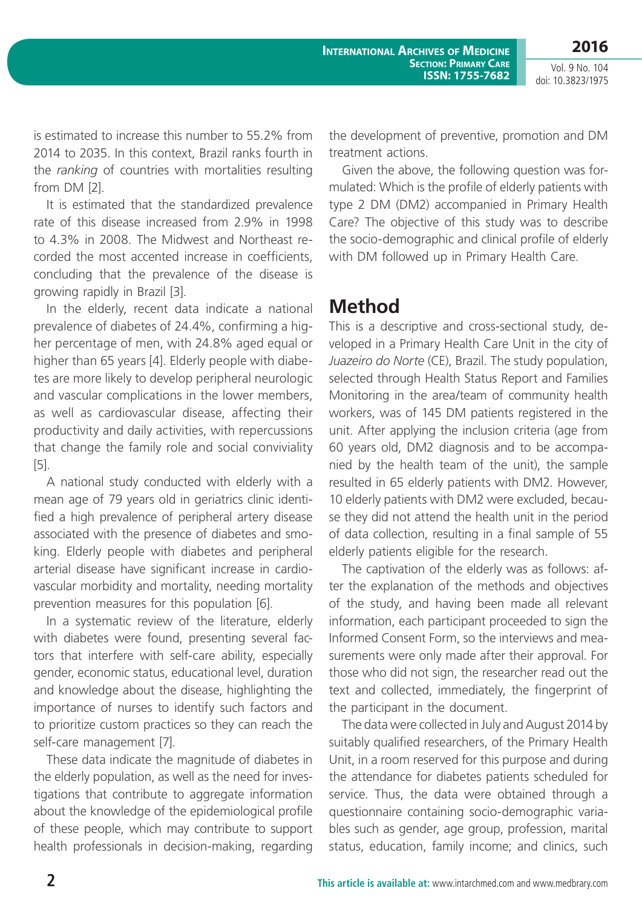is estimated to increase this number to 55.2% from 2014 to 2035. In this context, Brazil ranks fourth in the *ranking* of countries with mortalities resulting from DM [2].

It is estimated that the standardized prevalence rate of this disease increased from 2.9% in 1998 to 4.3% in 2008. The Midwest and Northeast recorded the most accented increase in coefficients, concluding that the prevalence of the disease is growing rapidly in Brazil [3].

In the elderly, recent data indicate a national prevalence of diabetes of 24.4%, confirming a higher percentage of men, with 24.8% aged equal or higher than 65 years [4]. Elderly people with diabetes are more likely to develop peripheral neurologic and vascular complications in the lower members, as well as cardiovascular disease, affecting their productivity and daily activities, with repercussions that change the family role and social conviviality [5].

A national study conducted with elderly with a mean age of 79 years old in geriatrics clinic identified a high prevalence of peripheral artery disease associated with the presence of diabetes and smoking. Elderly people with diabetes and peripheral arterial disease have significant increase in cardiovascular morbidity and mortality, needing mortality prevention measures for this population [6].

In a systematic review of the literature, elderly with diabetes were found, presenting several factors that interfere with self-care ability, especially gender, economic status, educational level, duration and knowledge about the disease, highlighting the importance of nurses to identify such factors and to prioritize custom practices so they can reach the self-care management [7].

These data indicate the magnitude of diabetes in the elderly population, as well as the need for investigations that contribute to aggregate information about the knowledge of the epidemiological profile of these people, which may contribute to support health professionals in decision-making, regarding the development of preventive, promotion and DM treatment actions.

Given the above, the following question was formulated: Which is the profile of elderly patients with type 2 DM (DM2) accompanied in Primary Health Care? The objective of this study was to describe the socio-demographic and clinical profile of elderly with DM followed up in Primary Health Care.

## Method

This is a descriptive and cross-sectional study, developed in a Primary Health Care Unit in the city of *Juazeiro do Norte* (CE), Brazil. The study population, selected through Health Status Report and Families Monitoring in the area/team of community health workers, was of 145 DM patients registered in the unit. After applying the inclusion criteria (age from 60 years old, DM2 diagnosis and to be accompanied by the health team of the unit), the sample resulted in 65 elderly patients with DM2. However, 10 elderly patients with DM2 were excluded, because they did not attend the health unit in the period of data collection, resulting in a final sample of 55 elderly patients eligible for the research.

The captivation of the elderly was as follows: after the explanation of the methods and objectives of the study, and having been made all relevant information, each participant proceeded to sign the Informed Consent Form, so the interviews and measurements were only made after their approval. For those who did not sign, the researcher read out the text and collected, immediately, the fingerprint of the participant in the document.

The data were collected in July and August 2014 by suitably qualified researchers, of the Primary Health Unit, in a room reserved for this purpose and during the attendance for diabetes patients scheduled for service. Thus, the data were obtained through a questionnaire containing socio-demographic variables such as gender, age group, profession, marital status, education, family income; and clinics, such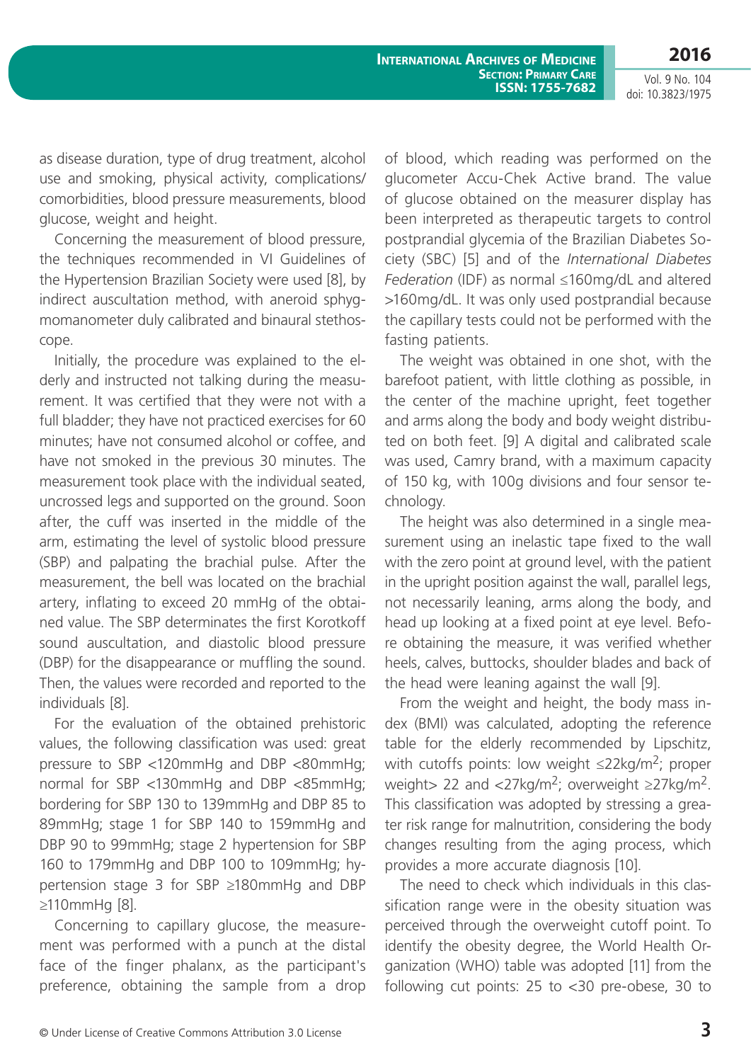as disease duration, type of drug treatment, alcohol use and smoking, physical activity, complications/comorbidities, blood pressure measurements, blood glucose, weight and height.

Concerning the measurement of blood pressure, the techniques recommended in VI Guidelines of the Hypertension Brazilian Society were used [8], by indirect auscultation method, with aneroid sphygmomanometer duly calibrated and binaural stethoscope.

Initially, the procedure was explained to the elderly and instructed not talking during the measurement. It was certified that they were not with a full bladder; they have not practiced exercises for 60 minutes; have not consumed alcohol or coffee, and have not smoked in the previous 30 minutes. The measurement took place with the individual seated, uncrossed legs and supported on the ground. Soon after, the cuff was inserted in the middle of the arm, estimating the level of systolic blood pressure (SBP) and palpating the brachial pulse. After the measurement, the bell was located on the brachial artery, inflating to exceed 20 mmHg of the obtained value. The SBP determinates the first Korotkoff sound auscultation, and diastolic blood pressure (DBP) for the disappearance or muffling the sound. Then, the values were recorded and reported to the individuals [8].

For the evaluation of the obtained prehistoric values, the following classification was used: great pressure to SBP <120mmHg and DBP <80mmHg; normal for SBP <130mmHg and DBP <85mmHg; bordering for SBP 130 to 139mmHg and DBP 85 to 89mmHg; stage 1 for SBP 140 to 159mmHg and DBP 90 to 99mmHg; stage 2 hypertension for SBP 160 to 179mmHg and DBP 100 to 109mmHg; hypertension stage 3 for SBP ≥180mmHg and DBP ≥110mmHg [8].

Concerning to capillary glucose, the measurement was performed with a punch at the distal face of the finger phalanx, as the participant's preference, obtaining the sample from a drop of blood, which reading was performed on the glucometer Accu-Chek Active brand. The value of glucose obtained on the measurer display has been interpreted as therapeutic targets to control postprandial glycemia of the Brazilian Diabetes Society (SBC) [5] and of the *International Diabetes Federation* (IDF) as normal ≤160mg/dL and altered >160mg/dL. It was only used postprandial because the capillary tests could not be performed with the fasting patients.

The weight was obtained in one shot, with the barefoot patient, with little clothing as possible, in the center of the machine upright, feet together and arms along the body and body weight distributed on both feet. [9] A digital and calibrated scale was used, Camry brand, with a maximum capacity of 150 kg, with 100g divisions and four sensor technology.

The height was also determined in a single measurement using an inelastic tape fixed to the wall with the zero point at ground level, with the patient in the upright position against the wall, parallel legs, not necessarily leaning, arms along the body, and head up looking at a fixed point at eye level. Before obtaining the measure, it was verified whether heels, calves, buttocks, shoulder blades and back of the head were leaning against the wall [9].

From the weight and height, the body mass index (BMI) was calculated, adopting the reference table for the elderly recommended by Lipschitz, with cutoffs points: low weight ≤22kg/m$^2$; proper weight> 22 and <27kg/m$^2$; overweight ≥27kg/m$^2$. This classification was adopted by stressing a greater risk range for malnutrition, considering the body changes resulting from the aging process, which provides a more accurate diagnosis [10].

The need to check which individuals in this classification range were in the obesity situation was perceived through the overweight cutoff point. To identify the obesity degree, the World Health Organization (WHO) table was adopted [11] from the following cut points: 25 to <30 pre-obese, 30 to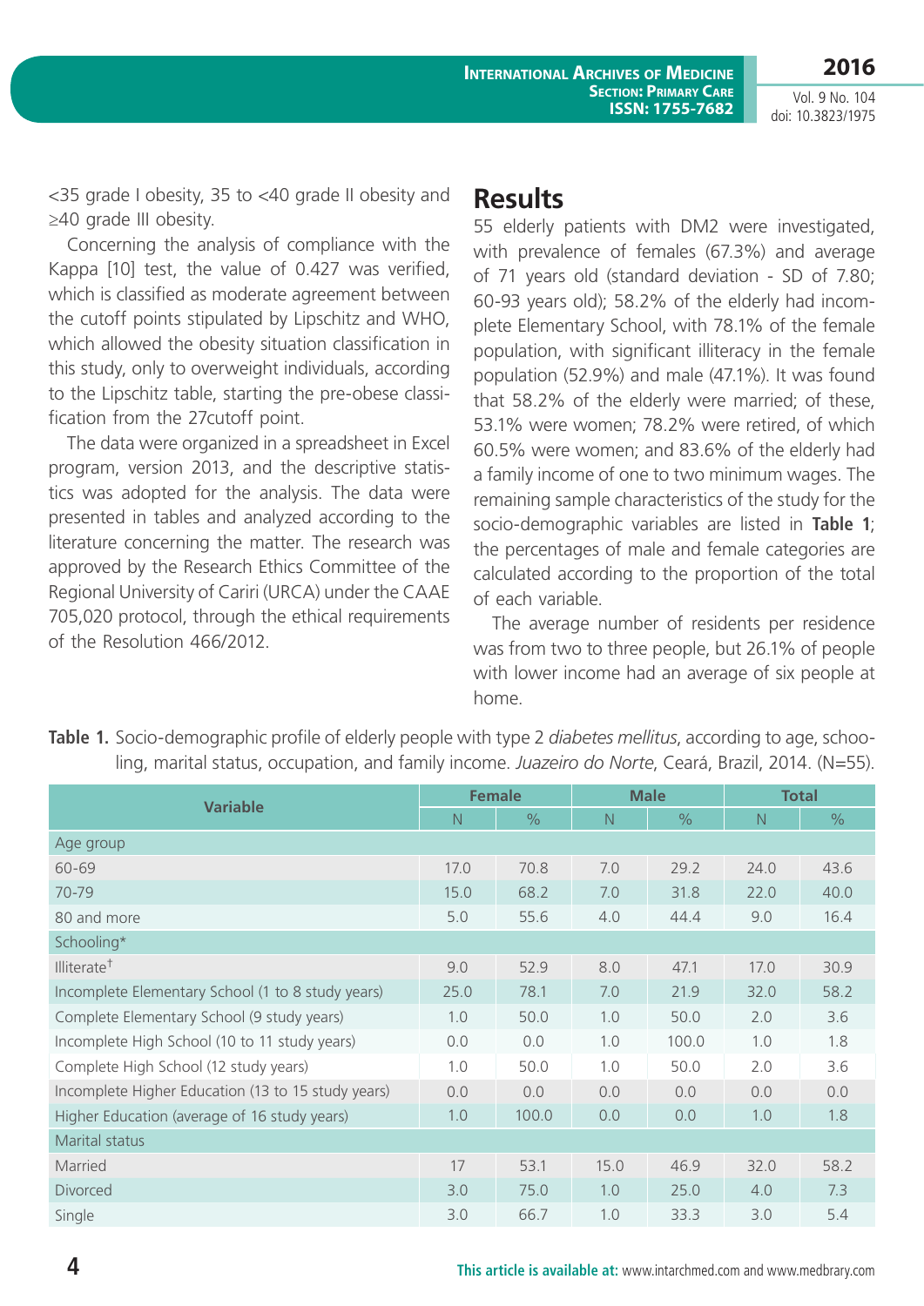<35 grade I obesity, 35 to <40 grade II obesity and ≥40 grade III obesity.

Concerning the analysis of compliance with the Kappa [10] test, the value of 0.427 was verified, which is classified as moderate agreement between the cutoff points stipulated by Lipschitz and WHO, which allowed the obesity situation classification in this study, only to overweight individuals, according to the Lipschitz table, starting the pre-obese classification from the 27cutoff point.

The data were organized in a spreadsheet in Excel program, version 2013, and the descriptive statistics was adopted for the analysis. The data were presented in tables and analyzed according to the literature concerning the matter. The research was approved by the Research Ethics Committee of the Regional University of Cariri (URCA) under the CAAE 705,020 protocol, through the ethical requirements of the Resolution 466/2012.

## Results

55 elderly patients with DM2 were investigated, with prevalence of females (67.3%) and average of 71 years old (standard deviation - SD of 7.80; 60-93 years old); 58.2% of the elderly had incomplete Elementary School, with 78.1% of the female population, with significant illiteracy in the female population (52.9%) and male (47.1%). It was found that 58.2% of the elderly were married; of these, 53.1% were women; 78.2% were retired, of which 60.5% were women; and 83.6% of the elderly had a family income of one to two minimum wages. The remaining sample characteristics of the study for the socio-demographic variables are listed in **Table 1**; the percentages of male and female categories are calculated according to the proportion of the total of each variable.

The average number of residents per residence was from two to three people, but 26.1% of people with lower income had an average of six people at home.

**Table 1.** Socio-demographic profile of elderly people with type 2 *diabetes mellitus*, according to age, schooling, marital status, occupation, and family income. *Juazeiro do Norte*, Ceará, Brazil, 2014. (N=55).

| Variable | Female | | Male | | Total | |
|---|---|---|---|---|---|---|
| | N | % | N | % | N | % |
| Age group | | | | | | |
| 60-69 | 17.0 | 70.8 | 7.0 | 29.2 | 24.0 | 43.6 |
| 70-79 | 15.0 | 68.2 | 7.0 | 31.8 | 22.0 | 40.0 |
| 80 and more | 5.0 | 55.6 | 4.0 | 44.4 | 9.0 | 16.4 |
| Schooling* | | | | | | |
| Illiterate† | 9.0 | 52.9 | 8.0 | 47.1 | 17.0 | 30.9 |
| Incomplete Elementary School (1 to 8 study years) | 25.0 | 78.1 | 7.0 | 21.9 | 32.0 | 58.2 |
| Complete Elementary School (9 study years) | 1.0 | 50.0 | 1.0 | 50.0 | 2.0 | 3.6 |
| Incomplete High School (10 to 11 study years) | 0.0 | 0.0 | 1.0 | 100.0 | 1.0 | 1.8 |
| Complete High School (12 study years) | 1.0 | 50.0 | 1.0 | 50.0 | 2.0 | 3.6 |
| Incomplete Higher Education (13 to 15 study years) | 0.0 | 0.0 | 0.0 | 0.0 | 0.0 | 0.0 |
| Higher Education (average of 16 study years) | 1.0 | 100.0 | 0.0 | 0.0 | 1.0 | 1.8 |
| Marital status | | | | | | |
| Married | 17 | 53.1 | 15.0 | 46.9 | 32.0 | 58.2 |
| Divorced | 3.0 | 75.0 | 1.0 | 25.0 | 4.0 | 7.3 |
| Single | 3.0 | 66.7 | 1.0 | 33.3 | 3.0 | 5.4 |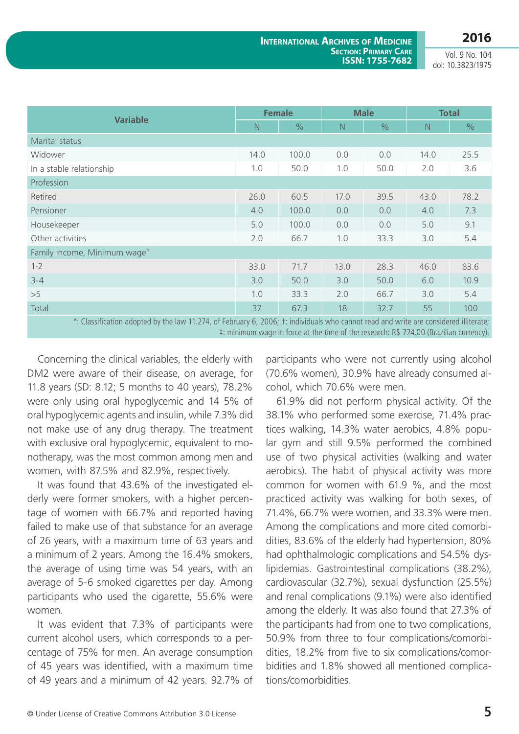| Variable | Female | | Male | | Total | |
|---|---|---|---|---|---|---|
| | N | % | N | % | N | % |
| Marital status | | | | | | |
| Widower | 14.0 | 100.0 | 0.0 | 0.0 | 14.0 | 25.5 |
| In a stable relationship | 1.0 | 50.0 | 1.0 | 50.0 | 2.0 | 3.6 |
| Profession | | | | | | |
| Retired | 26.0 | 60.5 | 17.0 | 39.5 | 43.0 | 78.2 |
| Pensioner | 4.0 | 100.0 | 0.0 | 0.0 | 4.0 | 7.3 |
| Housekeeper | 5.0 | 100.0 | 0.0 | 0.0 | 5.0 | 9.1 |
| Other activities | 2.0 | 66.7 | 1.0 | 33.3 | 3.0 | 5.4 |
| Family income, Minimum wage‡ | | | | | | |
| 1-2 | 33.0 | 71.7 | 13.0 | 28.3 | 46.0 | 83.6 |
| 3-4 | 3.0 | 50.0 | 3.0 | 50.0 | 6.0 | 10.9 |
| >5 | 1.0 | 33.3 | 2.0 | 66.7 | 3.0 | 5.4 |
| Total | 37 | 67.3 | 18 | 32.7 | 55 | 100 |

*: Classification adopted by the law 11.274, of February 6, 2006; †: individuals who cannot read and write are considered illiterate; ‡: minimum wage in force at the time of the research: R$ 724.00 (Brazilian currency).

Concerning the clinical variables, the elderly with DM2 were aware of their disease, on average, for 11.8 years (SD: 8.12; 5 months to 40 years), 78.2% were only using oral hypoglycemic and 14 5% of oral hypoglycemic agents and insulin, while 7.3% did not make use of any drug therapy. The treatment with exclusive oral hypoglycemic, equivalent to monotherapy, was the most common among men and women, with 87.5% and 82.9%, respectively.

It was found that 43.6% of the investigated elderly were former smokers, with a higher percentage of women with 66.7% and reported having failed to make use of that substance for an average of 26 years, with a maximum time of 63 years and a minimum of 2 years. Among the 16.4% smokers, the average of using time was 54 years, with an average of 5-6 smoked cigarettes per day. Among participants who used the cigarette, 55.6% were women.

It was evident that 7.3% of participants were current alcohol users, which corresponds to a percentage of 75% for men. An average consumption of 45 years was identified, with a maximum time of 49 years and a minimum of 42 years. 92.7% of participants who were not currently using alcohol (70.6% women), 30.9% have already consumed alcohol, which 70.6% were men.

61.9% did not perform physical activity. Of the 38.1% who performed some exercise, 71.4% practices walking, 14.3% water aerobics, 4.8% popular gym and still 9.5% performed the combined use of two physical activities (walking and water aerobics). The habit of physical activity was more common for women with 61.9 %, and the most practiced activity was walking for both sexes, of 71.4%, 66.7% were women, and 33.3% were men. Among the complications and more cited comorbidities, 83.6% of the elderly had hypertension, 80% had ophthalmologic complications and 54.5% dyslipidemias. Gastrointestinal complications (38.2%), cardiovascular (32.7%), sexual dysfunction (25.5%) and renal complications (9.1%) were also identified among the elderly. It was also found that 27.3% of the participants had from one to two complications, 50.9% from three to four complications/comorbidities, 18.2% from five to six complications/comorbidities and 1.8% showed all mentioned complications/comorbidities.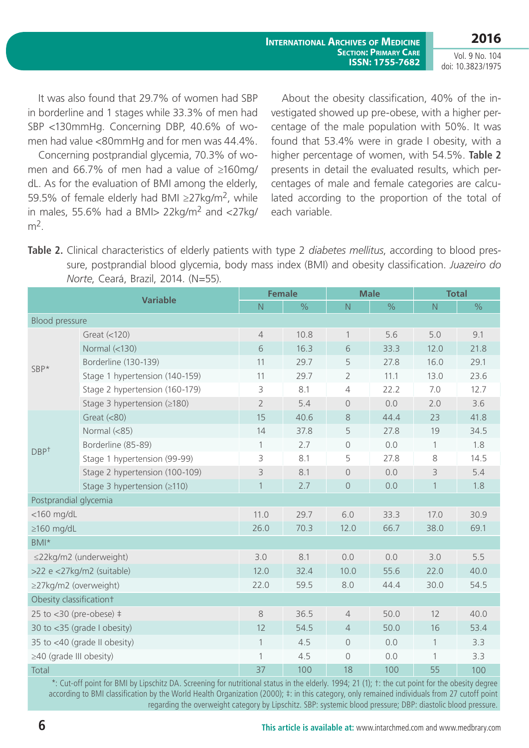It was also found that 29.7% of women had SBP in borderline and 1 stages while 33.3% of men had SBP <130mmHg. Concerning DBP, 40.6% of women had value <80mmHg and for men was 44.4%.

Concerning postprandial glycemia, 70.3% of women and 66.7% of men had a value of ≥160mg/dL. As for the evaluation of BMI among the elderly, 59.5% of female elderly had BMI ≥27kg/m$^2$, while in males, 55.6% had a BMI> 22kg/m$^2$ and <27kg/m$^2$.

About the obesity classification, 40% of the investigated showed up pre-obese, with a higher percentage of the male population with 50%. It was found that 53.4% were in grade I obesity, with a higher percentage of women, with 54.5%. **Table 2** presents in detail the evaluated results, which percentages of male and female categories are calculated according to the proportion of the total of each variable.

**Table 2.** Clinical characteristics of elderly patients with type 2 *diabetes mellitus*, according to blood pressure, postprandial blood glycemia, body mass index (BMI) and obesity classification. *Juazeiro do Norte*, Ceará, Brazil, 2014. (N=55).

| Variable | | Female | | Male | | Total | |
|---|---|---|---|---|---|---|---|
| | | N | % | N | % | N | % |
| Blood pressure | | | | | | | |
| SBP* | Great (<120) | 4 | 10.8 | 1 | 5.6 | 5.0 | 9.1 |
| | Normal (<130) | 6 | 16.3 | 6 | 33.3 | 12.0 | 21.8 |
| | Borderline (130-139) | 11 | 29.7 | 5 | 27.8 | 16.0 | 29.1 |
| | Stage 1 hypertension (140-159) | 11 | 29.7 | 2 | 11.1 | 13.0 | 23.6 |
| | Stage 2 hypertension (160-179) | 3 | 8.1 | 4 | 22.2 | 7.0 | 12.7 |
| | Stage 3 hypertension (≥180) | 2 | 5.4 | 0 | 0.0 | 2.0 | 3.6 |
| DBP† | Great (<80) | 15 | 40.6 | 8 | 44.4 | 23 | 41.8 |
| | Normal (<85) | 14 | 37.8 | 5 | 27.8 | 19 | 34.5 |
| | Borderline (85-89) | 1 | 2.7 | 0 | 0.0 | 1 | 1.8 |
| | Stage 1 hypertension (99-99) | 3 | 8.1 | 5 | 27.8 | 8 | 14.5 |
| | Stage 2 hypertension (100-109) | 3 | 8.1 | 0 | 0.0 | 3 | 5.4 |
| | Stage 3 hypertension (≥110) | 1 | 2.7 | 0 | 0.0 | 1 | 1.8 |
| Postprandial glycemia | | | | | | | |
| <160 mg/dL | | 11.0 | 29.7 | 6.0 | 33.3 | 17.0 | 30.9 |
| ≥160 mg/dL | | 26.0 | 70.3 | 12.0 | 66.7 | 38.0 | 69.1 |
| BMI* | | | | | | | |
| ≤22kg/m2 (underweight) | | 3.0 | 8.1 | 0.0 | 0.0 | 3.0 | 5.5 |
| >22 e <27kg/m2 (suitable) | | 12.0 | 32.4 | 10.0 | 55.6 | 22.0 | 40.0 |
| ≥27kg/m2 (overweight) | | 22.0 | 59.5 | 8.0 | 44.4 | 30.0 | 54.5 |
| Obesity classification† | | | | | | | |
| 25 to <30 (pre-obese) ‡ | | 8 | 36.5 | 4 | 50.0 | 12 | 40.0 |
| 30 to <35 (grade I obesity) | | 12 | 54.5 | 4 | 50.0 | 16 | 53.4 |
| 35 to <40 (grade II obesity) | | 1 | 4.5 | 0 | 0.0 | 1 | 3.3 |
| ≥40 (grade III obesity) | | 1 | 4.5 | 0 | 0.0 | 1 | 3.3 |
| Total | | 37 | 100 | 18 | 100 | 55 | 100 |

*: Cut-off point for BMI by Lipschitz DA. Screening for nutritional status in the elderly. 1994; 21 (1); †: the cut point for the obesity degree according to BMI classification by the World Health Organization (2000); ‡: in this category, only remained individuals from 27 cutoff point regarding the overweight category by Lipschitz. SBP: systemic blood pressure; DBP: diastolic blood pressure.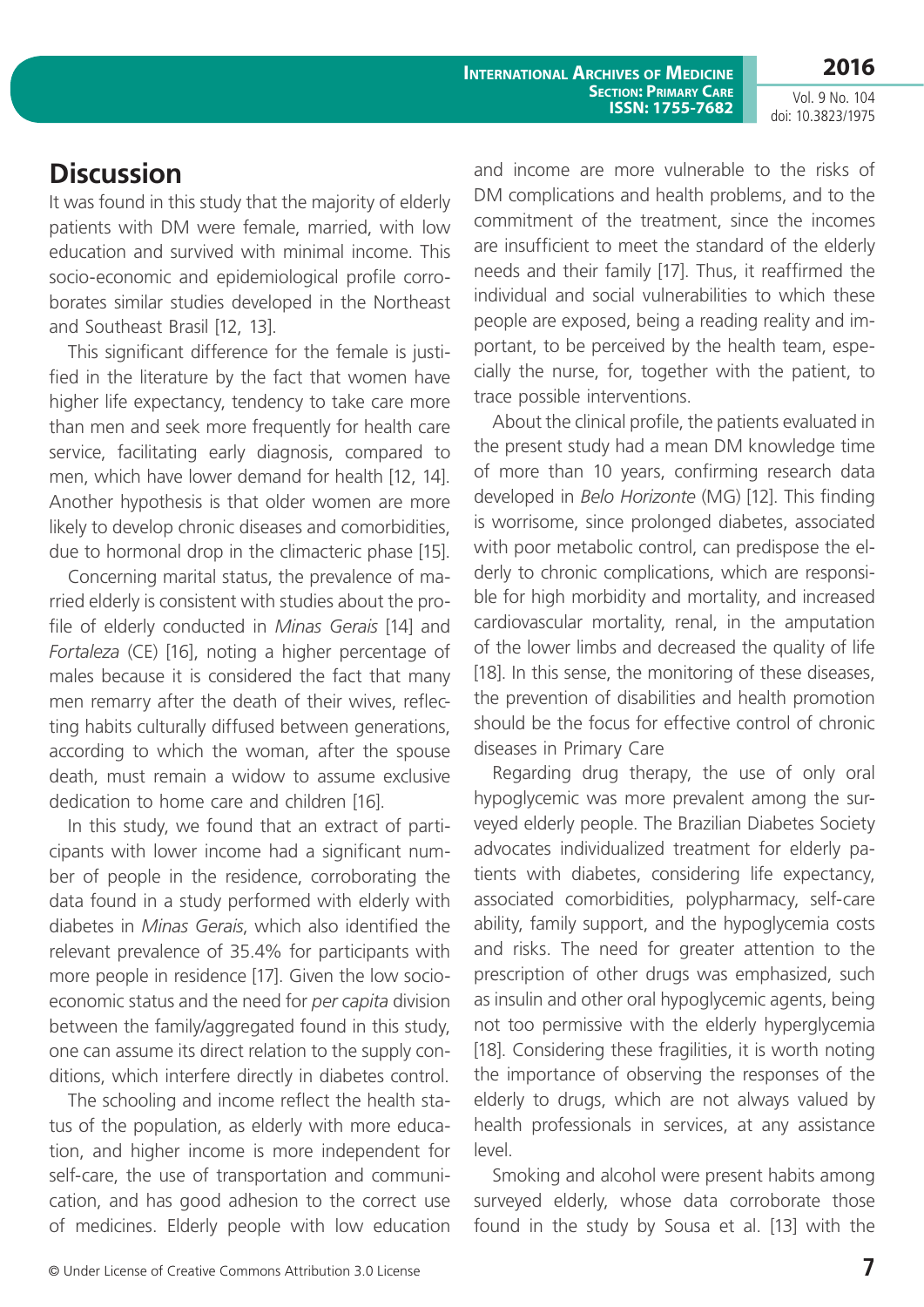## Discussion

It was found in this study that the majority of elderly patients with DM were female, married, with low education and survived with minimal income. This socio-economic and epidemiological profile corroborates similar studies developed in the Northeast and Southeast Brasil [12, 13].

This significant difference for the female is justified in the literature by the fact that women have higher life expectancy, tendency to take care more than men and seek more frequently for health care service, facilitating early diagnosis, compared to men, which have lower demand for health [12, 14]. Another hypothesis is that older women are more likely to develop chronic diseases and comorbidities, due to hormonal drop in the climacteric phase [15].

Concerning marital status, the prevalence of married elderly is consistent with studies about the profile of elderly conducted in *Minas Gerais* [14] and *Fortaleza* (CE) [16], noting a higher percentage of males because it is considered the fact that many men remarry after the death of their wives, reflecting habits culturally diffused between generations, according to which the woman, after the spouse death, must remain a widow to assume exclusive dedication to home care and children [16].

In this study, we found that an extract of participants with lower income had a significant number of people in the residence, corroborating the data found in a study performed with elderly with diabetes in *Minas Gerais*, which also identified the relevant prevalence of 35.4% for participants with more people in residence [17]. Given the low socioeconomic status and the need for *per capita* division between the family/aggregated found in this study, one can assume its direct relation to the supply conditions, which interfere directly in diabetes control.

The schooling and income reflect the health status of the population, as elderly with more education, and higher income is more independent for self-care, the use of transportation and communication, and has good adhesion to the correct use of medicines. Elderly people with low education and income are more vulnerable to the risks of DM complications and health problems, and to the commitment of the treatment, since the incomes are insufficient to meet the standard of the elderly needs and their family [17]. Thus, it reaffirmed the individual and social vulnerabilities to which these people are exposed, being a reading reality and important, to be perceived by the health team, especially the nurse, for, together with the patient, to trace possible interventions.

About the clinical profile, the patients evaluated in the present study had a mean DM knowledge time of more than 10 years, confirming research data developed in *Belo Horizonte* (MG) [12]. This finding is worrisome, since prolonged diabetes, associated with poor metabolic control, can predispose the elderly to chronic complications, which are responsible for high morbidity and mortality, and increased cardiovascular mortality, renal, in the amputation of the lower limbs and decreased the quality of life [18]. In this sense, the monitoring of these diseases, the prevention of disabilities and health promotion should be the focus for effective control of chronic diseases in Primary Care

Regarding drug therapy, the use of only oral hypoglycemic was more prevalent among the surveyed elderly people. The Brazilian Diabetes Society advocates individualized treatment for elderly patients with diabetes, considering life expectancy, associated comorbidities, polypharmacy, self-care ability, family support, and the hypoglycemia costs and risks. The need for greater attention to the prescription of other drugs was emphasized, such as insulin and other oral hypoglycemic agents, being not too permissive with the elderly hyperglycemia [18]. Considering these fragilities, it is worth noting the importance of observing the responses of the elderly to drugs, which are not always valued by health professionals in services, at any assistance level.

Smoking and alcohol were present habits among surveyed elderly, whose data corroborate those found in the study by Sousa et al. [13] with the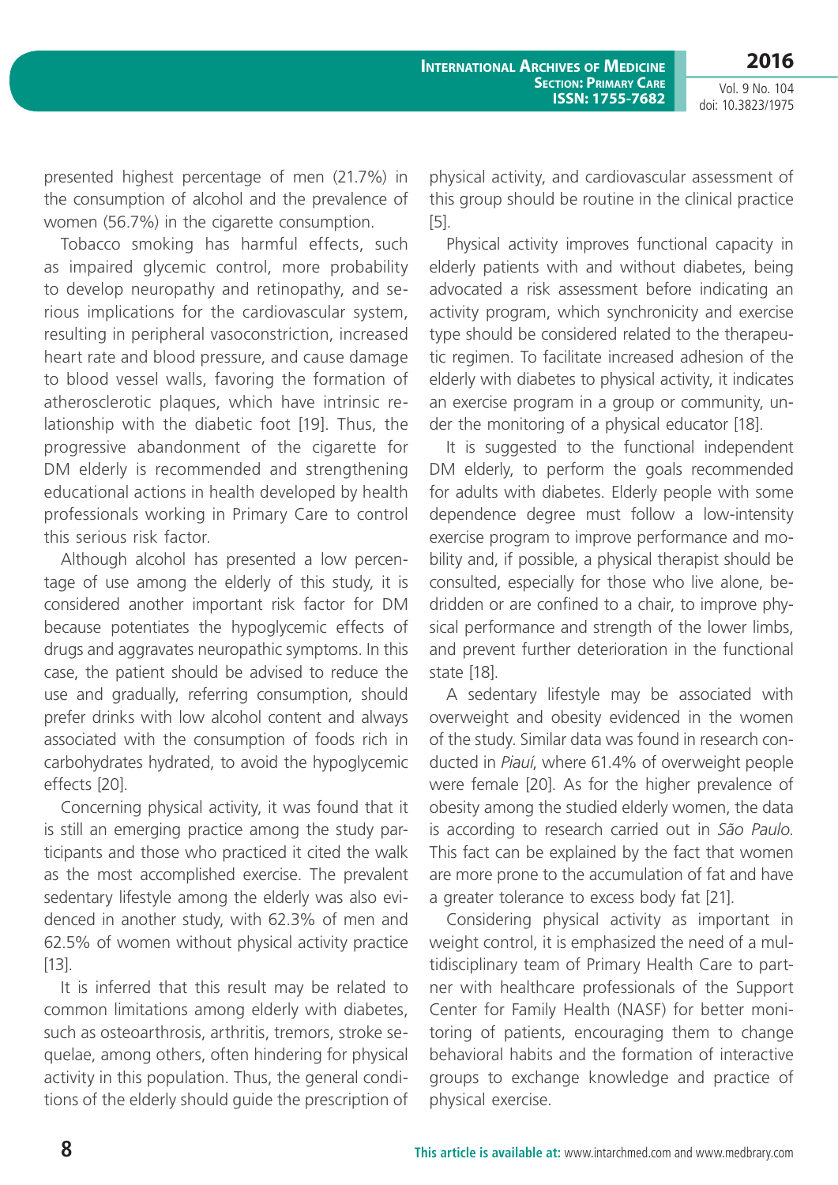presented highest percentage of men (21.7%) in the consumption of alcohol and the prevalence of women (56.7%) in the cigarette consumption.

Tobacco smoking has harmful effects, such as impaired glycemic control, more probability to develop neuropathy and retinopathy, and serious implications for the cardiovascular system, resulting in peripheral vasoconstriction, increased heart rate and blood pressure, and cause damage to blood vessel walls, favoring the formation of atherosclerotic plaques, which have intrinsic relationship with the diabetic foot [19]. Thus, the progressive abandonment of the cigarette for DM elderly is recommended and strengthening educational actions in health developed by health professionals working in Primary Care to control this serious risk factor.

Although alcohol has presented a low percentage of use among the elderly of this study, it is considered another important risk factor for DM because potentiates the hypoglycemic effects of drugs and aggravates neuropathic symptoms. In this case, the patient should be advised to reduce the use and gradually, referring consumption, should prefer drinks with low alcohol content and always associated with the consumption of foods rich in carbohydrates hydrated, to avoid the hypoglycemic effects [20].

Concerning physical activity, it was found that it is still an emerging practice among the study participants and those who practiced it cited the walk as the most accomplished exercise. The prevalent sedentary lifestyle among the elderly was also evidenced in another study, with 62.3% of men and 62.5% of women without physical activity practice [13].

It is inferred that this result may be related to common limitations among elderly with diabetes, such as osteoarthrosis, arthritis, tremors, stroke sequelae, among others, often hindering for physical activity in this population. Thus, the general conditions of the elderly should guide the prescription of physical activity, and cardiovascular assessment of this group should be routine in the clinical practice [5].

Physical activity improves functional capacity in elderly patients with and without diabetes, being advocated a risk assessment before indicating an activity program, which synchronicity and exercise type should be considered related to the therapeutic regimen. To facilitate increased adhesion of the elderly with diabetes to physical activity, it indicates an exercise program in a group or community, under the monitoring of a physical educator [18].

It is suggested to the functional independent DM elderly, to perform the goals recommended for adults with diabetes. Elderly people with some dependence degree must follow a low-intensity exercise program to improve performance and mobility and, if possible, a physical therapist should be consulted, especially for those who live alone, bedridden or are confined to a chair, to improve physical performance and strength of the lower limbs, and prevent further deterioration in the functional state [18].

A sedentary lifestyle may be associated with overweight and obesity evidenced in the women of the study. Similar data was found in research conducted in *Piauí*, where 61.4% of overweight people were female [20]. As for the higher prevalence of obesity among the studied elderly women, the data is according to research carried out in *São Paulo*. This fact can be explained by the fact that women are more prone to the accumulation of fat and have a greater tolerance to excess body fat [21].

Considering physical activity as important in weight control, it is emphasized the need of a multidisciplinary team of Primary Health Care to partner with healthcare professionals of the Support Center for Family Health (NASF) for better monitoring of patients, encouraging them to change behavioral habits and the formation of interactive groups to exchange knowledge and practice of physical exercise.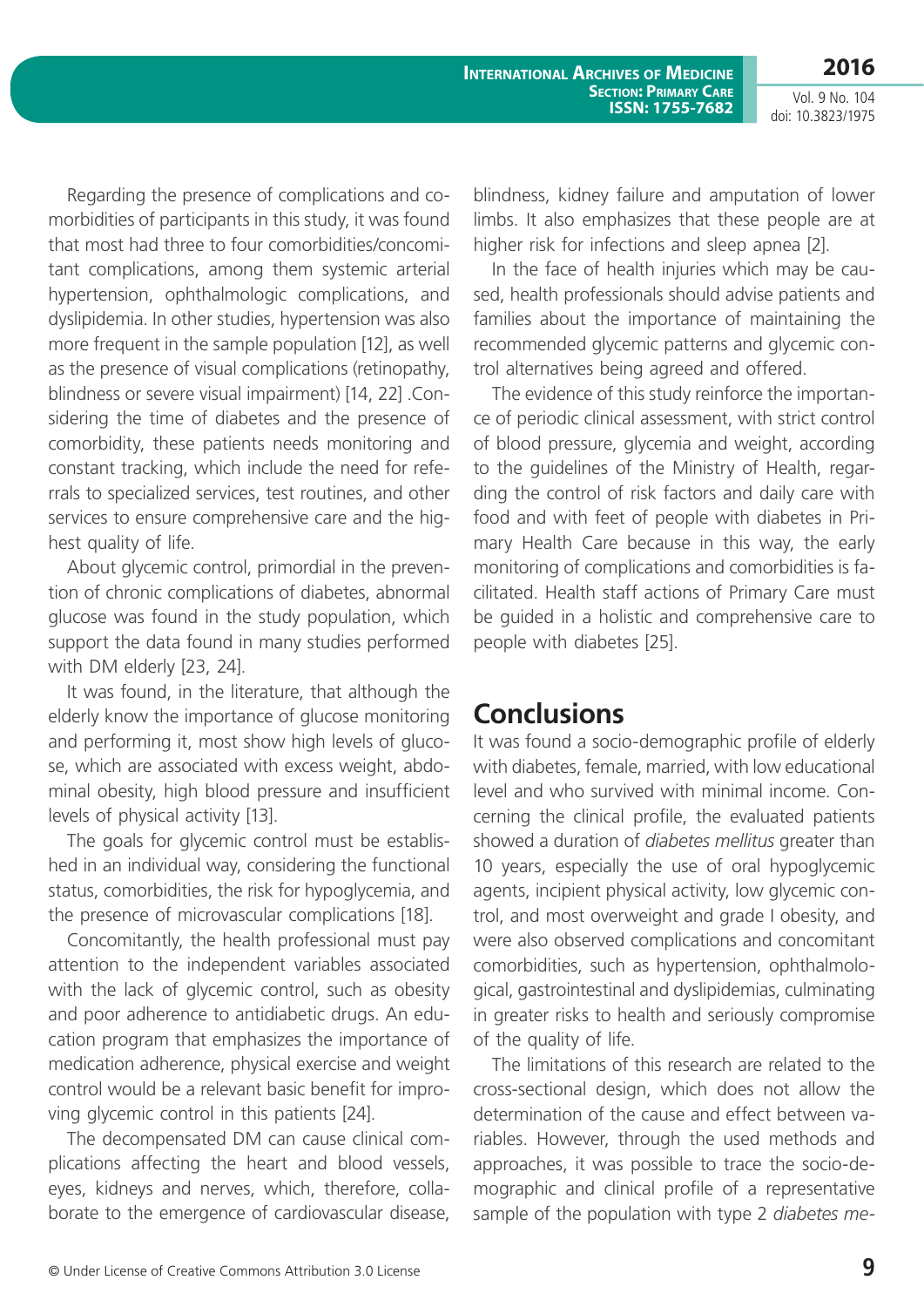Regarding the presence of complications and comorbidities of participants in this study, it was found that most had three to four comorbidities/concomitant complications, among them systemic arterial hypertension, ophthalmologic complications, and dyslipidemia. In other studies, hypertension was also more frequent in the sample population [12], as well as the presence of visual complications (retinopathy, blindness or severe visual impairment) [14, 22] .Considering the time of diabetes and the presence of comorbidity, these patients needs monitoring and constant tracking, which include the need for referrals to specialized services, test routines, and other services to ensure comprehensive care and the highest quality of life.

About glycemic control, primordial in the prevention of chronic complications of diabetes, abnormal glucose was found in the study population, which support the data found in many studies performed with DM elderly [23, 24].

It was found, in the literature, that although the elderly know the importance of glucose monitoring and performing it, most show high levels of glucose, which are associated with excess weight, abdominal obesity, high blood pressure and insufficient levels of physical activity [13].

The goals for glycemic control must be established in an individual way, considering the functional status, comorbidities, the risk for hypoglycemia, and the presence of microvascular complications [18].

Concomitantly, the health professional must pay attention to the independent variables associated with the lack of glycemic control, such as obesity and poor adherence to antidiabetic drugs. An education program that emphasizes the importance of medication adherence, physical exercise and weight control would be a relevant basic benefit for improving glycemic control in this patients [24].

The decompensated DM can cause clinical complications affecting the heart and blood vessels, eyes, kidneys and nerves, which, therefore, collaborate to the emergence of cardiovascular disease, blindness, kidney failure and amputation of lower limbs. It also emphasizes that these people are at higher risk for infections and sleep apnea [2].

In the face of health injuries which may be caused, health professionals should advise patients and families about the importance of maintaining the recommended glycemic patterns and glycemic control alternatives being agreed and offered.

The evidence of this study reinforce the importance of periodic clinical assessment, with strict control of blood pressure, glycemia and weight, according to the guidelines of the Ministry of Health, regarding the control of risk factors and daily care with food and with feet of people with diabetes in Primary Health Care because in this way, the early monitoring of complications and comorbidities is facilitated. Health staff actions of Primary Care must be guided in a holistic and comprehensive care to people with diabetes [25].

## Conclusions

It was found a socio-demographic profile of elderly with diabetes, female, married, with low educational level and who survived with minimal income. Concerning the clinical profile, the evaluated patients showed a duration of *diabetes mellitus* greater than 10 years, especially the use of oral hypoglycemic agents, incipient physical activity, low glycemic control, and most overweight and grade I obesity, and were also observed complications and concomitant comorbidities, such as hypertension, ophthalmological, gastrointestinal and dyslipidemias, culminating in greater risks to health and seriously compromise of the quality of life.

The limitations of this research are related to the cross-sectional design, which does not allow the determination of the cause and effect between variables. However, through the used methods and approaches, it was possible to trace the socio-demographic and clinical profile of a representative sample of the population with type 2 *diabetes me-*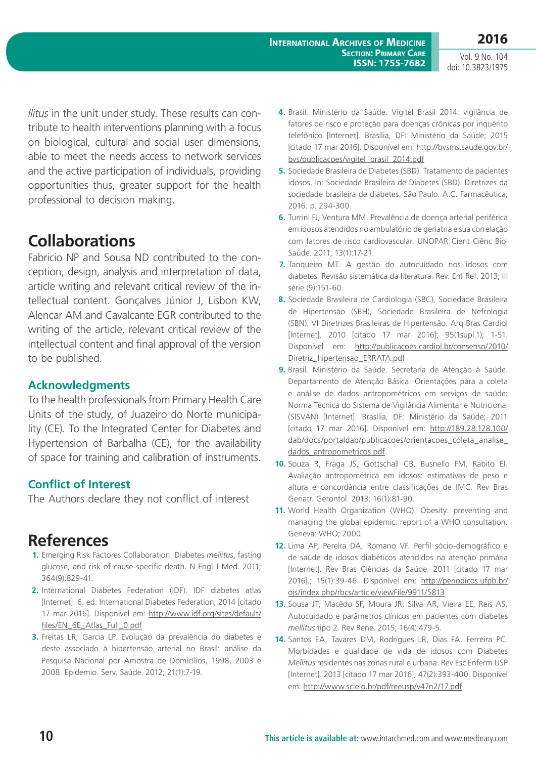*llitus* in the unit under study. These results can contribute to health interventions planning with a focus on biological, cultural and social user dimensions, able to meet the needs access to network services and the active participation of individuals, providing opportunities thus, greater support for the health professional to decision making.

## Collaborations

Fabricio NP and Sousa ND contributed to the conception, design, analysis and interpretation of data, article writing and relevant critical review of the intellectual content. Gonçalves Júnior J, Lisbon KW, Alencar AM and Cavalcante EGR contributed to the writing of the article, relevant critical review of the intellectual content and final approval of the version to be published.

### Acknowledgments

To the health professionals from Primary Health Care Units of the study, of Juazeiro do Norte municipality (CE). To the Integrated Center for Diabetes and Hypertension of Barbalha (CE), for the availability of space for training and calibration of instruments.

### Conflict of Interest

The Authors declare they not conflict of interest

## References

1. Emerging Risk Factores Collaboration. Diabetes *mellitus*, fasting glucose, and risk of cause-specific death. N Engl J Med. 2011; 364(9):829-41.
2. International Diabetes Federation (IDF). IDF diabetes atlas [Internet]. 6. ed. International Diabetes Federation; 2014 [citado 17 mar 2016]. Disponível em: http://www.idf.org/sites/default/files/EN_6E_Atlas_Full_0.pdf
3. Freitas LR, Garcia LP. Evolução da prevalência do diabetes e deste associado à hipertensão arterial no Brasil: análise da Pesquisa Nacional por Amostra de Domicílios, 1998, 2003 e 2008. Epidemio. Serv. Saúde. 2012; 21(1):7-19.
4. Brasil. Ministério da Saúde. Vigitel Brasil 2014: vigilância de fatores de risco e proteção para doenças crônicas por inquérito telefônico [Internet]. Brasília, DF: Ministério da Saúde; 2015 [citado 17 mar 2016]. Disponível em: http://bvsms.saude.gov.br/bvs/publicacoes/vigitel_brasil_2014.pdf
5. Sociedade Brasileira de Diabetes (SBD). Tratamento de pacientes idosos. In: Sociedade Brasileira de Diabetes (SBD). Diretrizes da sociedade brasileira de diabetes. São Paulo: A.C. Farmacêutica; 2016. p. 294-300.
6. Turrini FJ, Ventura MM. Prevalência de doença arterial periférica em idosos atendidos no ambulatório de geriatria e sua correlação com fatores de risco cardiovascular. UNOPAR Cient Ciênc Biol Saúde. 2011; 13(1):17-21.
7. Tanqueiro MT. A gestão do autocuidado nos idosos com diabetes: Revisão sistemática da literatura. Rev. Enf Ref. 2013; III série (9):151-60.
8. Sociedade Brasileira de Cardiologia (SBC), Sociedade Brasileira de Hipertensão (SBH), Sociedade Brasileira de Nefrologia (SBN). VI Diretrizes Brasileiras de Hipertensão. Arq Bras Cardiol [Internet]. 2010 [citado 17 mar 2016]; 95(1supl.1); 1-51. Disponível em: http://publicacoes.cardiol.br/consenso/2010/Diretriz_hipertensao_ERRATA.pdf
9. Brasil. Ministério da Saúde. Secretaria de Atenção à Saúde. Departamento de Atenção Básica. Orientações para a coleta e análise de dados antropométricos em serviços de saúde: Norma Técnica do Sistema de Vigilância Alimentar e Nutricional (SISVAN) [Internet]. Brasília, DF: Ministério da Saúde; 2011 [citado 17 mar 2016]. Disponível em: http://189.28.128.100/dab/docs/portaldab/publicacoes/orientacoes_coleta_analise_dados_antropometricos.pdf
10. Souza R, Fraga JS, Gottschall CB, Busnello FM, Rabito EI. Avaliação antropométrica em idosos: estimativas de peso e altura e concordância entre classificações de IMC. Rev Bras Geriatr. Gerontol. 2013; 16(1):81-90.
11. World Health Organization (WHO). Obesity: preventing and managing the global epidemic: report of a WHO consultation. Geneva: WHO; 2000.
12. Lima AP, Pereira DA, Romano VF. Perfil sócio-demográfico e de saúde de idosos diabéticos atendidos na atenção primária [Internet]. Rev Bras Ciências da Saúde. 2011 [citado 17 mar 2016].; 15(1):39-46. Disponível em: http://periodicos.ufpb.br/ojs/index.php/rbcs/article/viewFile/9911/5813
13. Sousa JT, Macêdo SF, Moura JR, Silva AR, Vieira EE, Reis AS. Autocuidado e parâmetros clínicos em pacientes com diabetes *mellitus* tipo 2. Rev Rene. 2015; 16(4):479-5.
14. Santos EA, Tavares DM, Rodrigues LR, Dias FA, Ferreira PC. Morbidades e qualidade de vida de idosos com Diabetes *Mellitus* residentes nas zonas rural e urbana. Rev Esc Enferm USP [Internet]. 2013 [citado 17 mar 2016]; 47(2):393-400. Disponível em: http://www.scielo.br/pdf/reeusp/v47n2/17.pdf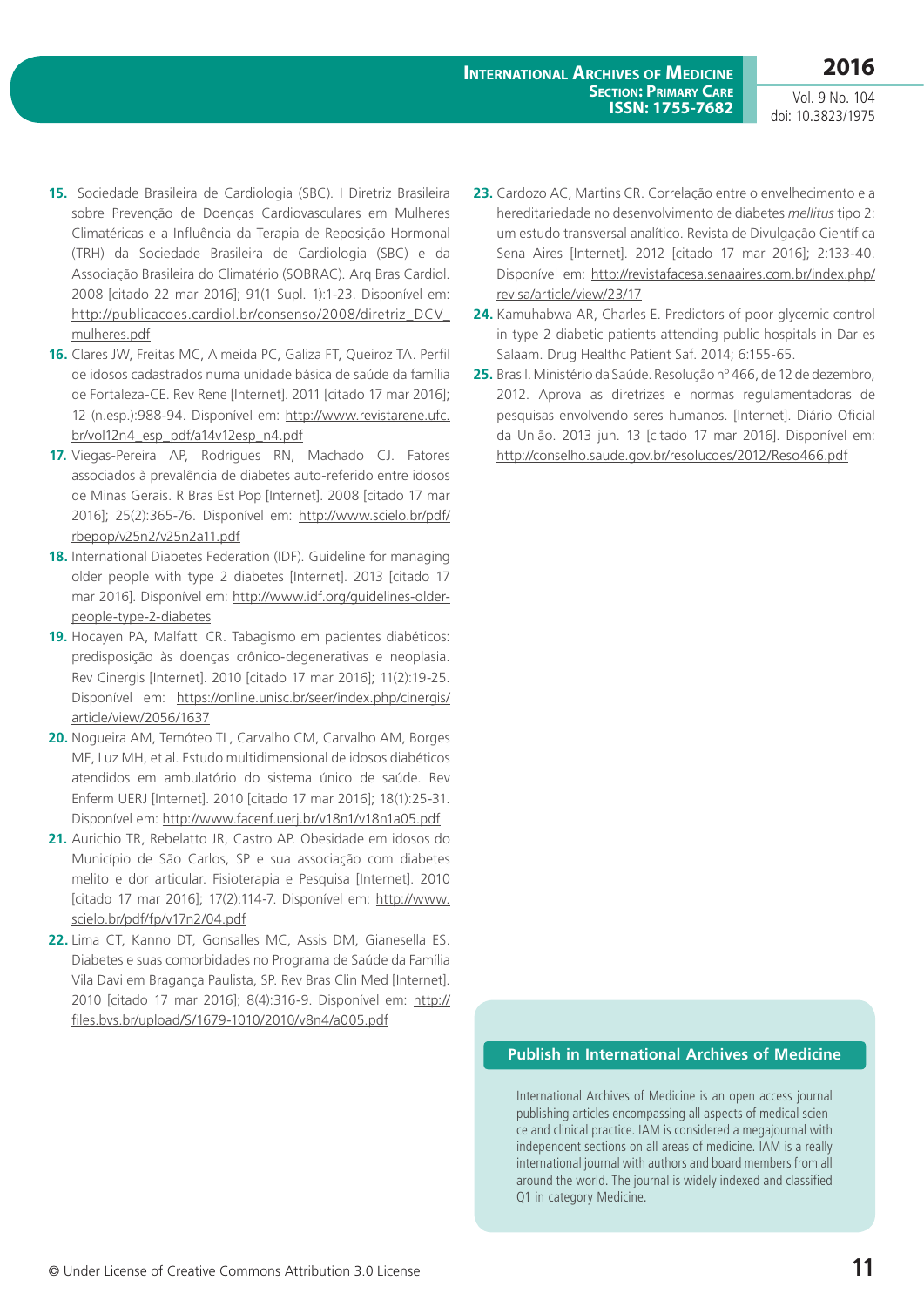15. Sociedade Brasileira de Cardiologia (SBC). I Diretriz Brasileira sobre Prevenção de Doenças Cardiovasculares em Mulheres Climatéricas e a Influência da Terapia de Reposição Hormonal (TRH) da Sociedade Brasileira de Cardiologia (SBC) e da Associação Brasileira do Climatério (SOBRAC). Arq Bras Cardiol. 2008 [citado 22 mar 2016]; 91(1 Supl. 1):1-23. Disponível em: http://publicacoes.cardiol.br/consenso/2008/diretriz_DCV_mulheres.pdf

16. Clares JW, Freitas MC, Almeida PC, Galiza FT, Queiroz TA. Perfil de idosos cadastrados numa unidade básica de saúde da família de Fortaleza-CE. Rev Rene [Internet]. 2011 [citado 17 mar 2016]; 12 (n.esp.):988-94. Disponível em: http://www.revistarene.ufc.br/vol12n4_esp_pdf/a14v12esp_n4.pdf

17. Viegas-Pereira AP, Rodrigues RN, Machado CJ. Fatores associados à prevalência de diabetes auto-referido entre idosos de Minas Gerais. R Bras Est Pop [Internet]. 2008 [citado 17 mar 2016]; 25(2):365-76. Disponível em: http://www.scielo.br/pdf/rbepop/v25n2/v25n2a11.pdf

18. International Diabetes Federation (IDF). Guideline for managing older people with type 2 diabetes [Internet]. 2013 [citado 17 mar 2016]. Disponível em: http://www.idf.org/guidelines-older-people-type-2-diabetes

19. Hocayen PA, Malfatti CR. Tabagismo em pacientes diabéticos: predisposição às doenças crônico-degenerativas e neoplasia. Rev Cinergis [Internet]. 2010 [citado 17 mar 2016]; 11(2):19-25. Disponível em: https://online.unisc.br/seer/index.php/cinergis/article/view/2056/1637

20. Nogueira AM, Temóteo TL, Carvalho CM, Carvalho AM, Borges ME, Luz MH, et al. Estudo multidimensional de idosos diabéticos atendidos em ambulatório do sistema único de saúde. Rev Enferm UERJ [Internet]. 2010 [citado 17 mar 2016]; 18(1):25-31. Disponível em: http://www.facenf.uerj.br/v18n1/v18n1a05.pdf

21. Aurichio TR, Rebelatto JR, Castro AP. Obesidade em idosos do Município de São Carlos, SP e sua associação com diabetes melito e dor articular. Fisioterapia e Pesquisa [Internet]. 2010 [citado 17 mar 2016]; 17(2):114-7. Disponível em: http://www.scielo.br/pdf/fp/v17n2/04.pdf

22. Lima CT, Kanno DT, Gonsalles MC, Assis DM, Gianesella ES. Diabetes e suas comorbidades no Programa de Saúde da Família Vila Davi em Bragança Paulista, SP. Rev Bras Clin Med [Internet]. 2010 [citado 17 mar 2016]; 8(4):316-9. Disponível em: http://files.bvs.br/upload/S/1679-1010/2010/v8n4/a005.pdf

23. Cardozo AC, Martins CR. Correlação entre o envelhecimento e a hereditariedade no desenvolvimento de diabetes *mellitus* tipo 2: um estudo transversal analítico. Revista de Divulgação Científica Sena Aires [Internet]. 2012 [citado 17 mar 2016]; 2:133-40. Disponível em: http://revistafacesa.senaaires.com.br/index.php/revisa/article/view/23/17

24. Kamuhabwa AR, Charles E. Predictors of poor glycemic control in type 2 diabetic patients attending public hospitals in Dar es Salaam. Drug Healthc Patient Saf. 2014; 6:155-65.

25. Brasil. Ministério da Saúde. Resolução nº 466, de 12 de dezembro, 2012. Aprova as diretrizes e normas regulamentadoras de pesquisas envolvendo seres humanos. [Internet]. Diário Oficial da União. 2013 jun. 13 [citado 17 mar 2016]. Disponível em: http://conselho.saude.gov.br/resolucoes/2012/Reso466.pdf

**Publish in International Archives of Medicine**

International Archives of Medicine is an open access journal publishing articles encompassing all aspects of medical science and clinical practice. IAM is considered a megajournal with independent sections on all areas of medicine. IAM is a really international journal with authors and board members from all around the world. The journal is widely indexed and classified Q1 in category Medicine.